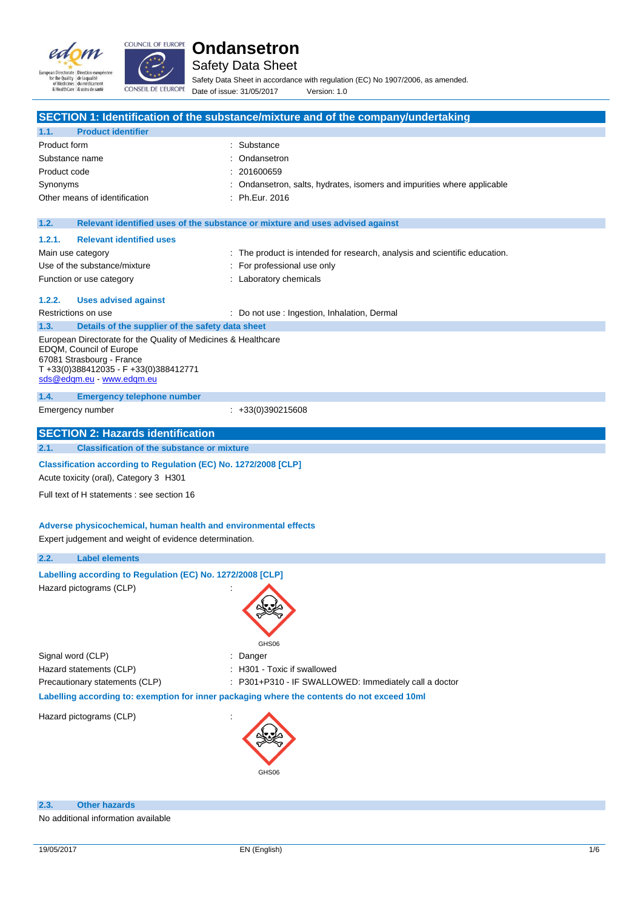# Ondansetron

Safety Data Sheet

Safety Data Sheet in accordance with regulation (EC) No 1907/2006, as amended.

Date of issue: 31/05/2017 Version: 1.0

## SECTION 1: Identification of the substance/mixture and of the company/undertaking

### 1.1. Product identifier

| | |
|---|---|
| Product form | : Substance |
| Substance name | : Ondansetron |
| Product code | : 201600659 |
| Synonyms | : Ondansetron, salts, hydrates, isomers and impurities where applicable |
| Other means of identification | : Ph.Eur. 2016 |

### 1.2. Relevant identified uses of the substance or mixture and uses advised against

#### 1.2.1. Relevant identified uses

| | |
|---|---|
| Main use category | : The product is intended for research, analysis and scientific education. |
| Use of the substance/mixture | : For professional use only |
| Function or use category | : Laboratory chemicals |

#### 1.2.2. Uses advised against

| | |
|---|---|
| Restrictions on use | : Do not use : Ingestion, Inhalation, Dermal |

### 1.3. Details of the supplier of the safety data sheet

European Directorate for the Quality of Medicines & Healthcare
EDQM, Council of Europe
67081 Strasbourg - France
T +33(0)388412035 - F +33(0)388412771
sds@edqm.eu - www.edqm.eu

### 1.4. Emergency telephone number

| | |
|---|---|
| Emergency number | : +33(0)390215608 |

## SECTION 2: Hazards identification

### 2.1. Classification of the substance or mixture

**Classification according to Regulation (EC) No. 1272/2008 [CLP]**

Acute toxicity (oral), Category 3 H301

Full text of H statements : see section 16

**Adverse physicochemical, human health and environmental effects**

Expert judgement and weight of evidence determination.

### 2.2. Label elements

**Labelling according to Regulation (EC) No. 1272/2008 [CLP]**

| | |
|---|---|
| Hazard pictograms (CLP) | : GHS06 |
| Signal word (CLP) | : Danger |
| Hazard statements (CLP) | : H301 - Toxic if swallowed |
| Precautionary statements (CLP) | : P301+P310 - IF SWALLOWED: Immediately call a doctor |

**Labelling according to: exemption for inner packaging where the contents do not exceed 10ml**

| | |
|---|---|
| Hazard pictograms (CLP) | : GHS06 |

### 2.3. Other hazards

No additional information available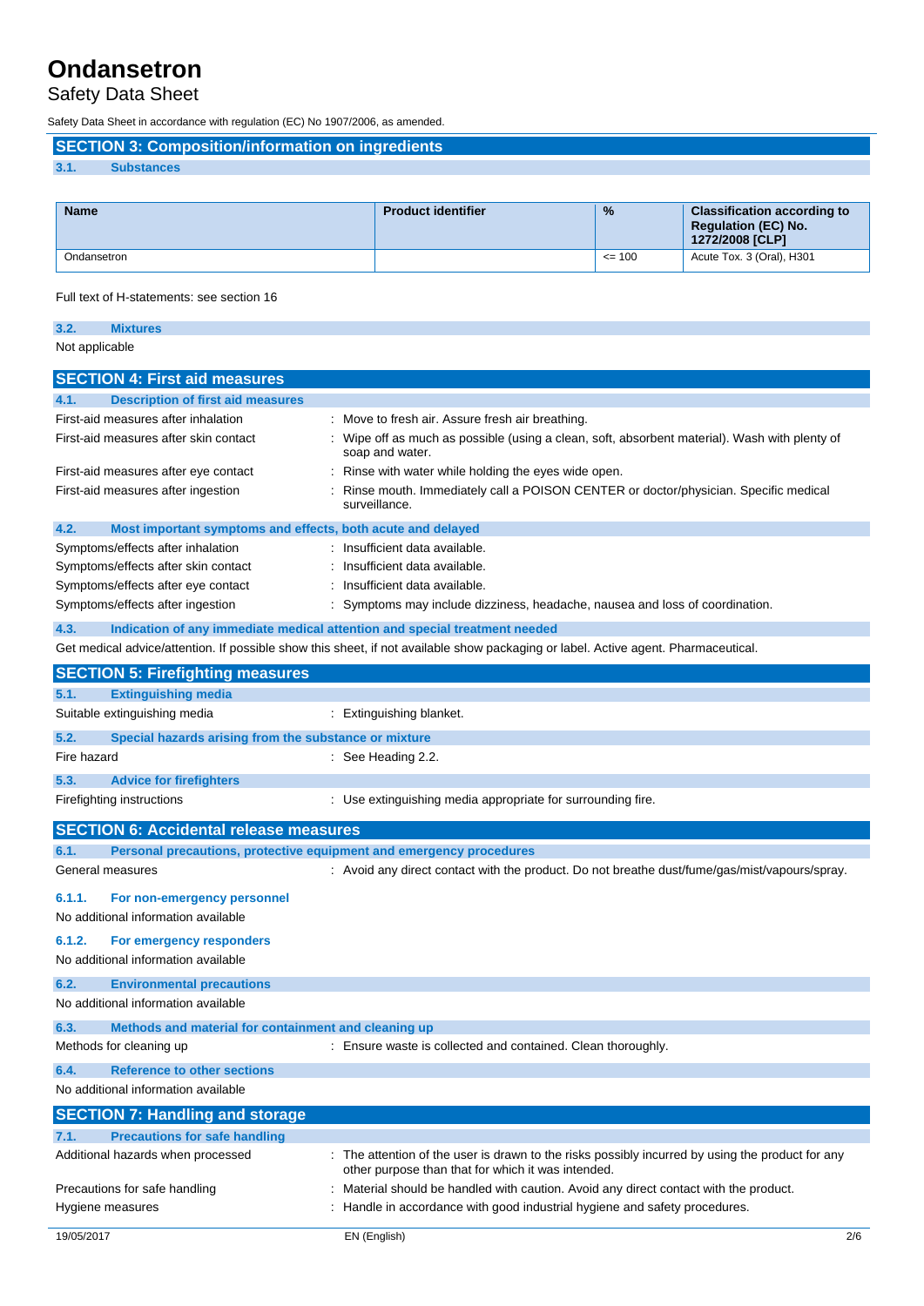# Ondansetron

Safety Data Sheet

Safety Data Sheet in accordance with regulation (EC) No 1907/2006, as amended.

## SECTION 3: Composition/information on ingredients

### 3.1. Substances

| Name | Product identifier | % | Classification according to Regulation (EC) No. 1272/2008 [CLP] |
|---|---|---|---|
| Ondansetron | | <= 100 | Acute Tox. 3 (Oral), H301 |

Full text of H-statements: see section 16

### 3.2. Mixtures

Not applicable

## SECTION 4: First aid measures

### 4.1. Description of first aid measures

First-aid measures after inhalation : Move to fresh air. Assure fresh air breathing.

First-aid measures after skin contact : Wipe off as much as possible (using a clean, soft, absorbent material). Wash with plenty of soap and water.

First-aid measures after eye contact : Rinse with water while holding the eyes wide open.

First-aid measures after ingestion : Rinse mouth. Immediately call a POISON CENTER or doctor/physician. Specific medical surveillance.

### 4.2. Most important symptoms and effects, both acute and delayed

Symptoms/effects after inhalation : Insufficient data available.

Symptoms/effects after skin contact : Insufficient data available.

Symptoms/effects after eye contact : Insufficient data available.

Symptoms/effects after ingestion : Symptoms may include dizziness, headache, nausea and loss of coordination.

### 4.3. Indication of any immediate medical attention and special treatment needed

Get medical advice/attention. If possible show this sheet, if not available show packaging or label. Active agent. Pharmaceutical.

## SECTION 5: Firefighting measures

### 5.1. Extinguishing media

Suitable extinguishing media : Extinguishing blanket.

### 5.2. Special hazards arising from the substance or mixture

Fire hazard : See Heading 2.2.

### 5.3. Advice for firefighters

Firefighting instructions : Use extinguishing media appropriate for surrounding fire.

## SECTION 6: Accidental release measures

### 6.1. Personal precautions, protective equipment and emergency procedures

General measures : Avoid any direct contact with the product. Do not breathe dust/fume/gas/mist/vapours/spray.

#### 6.1.1. For non-emergency personnel

No additional information available

#### 6.1.2. For emergency responders

No additional information available

### 6.2. Environmental precautions

No additional information available

### 6.3. Methods and material for containment and cleaning up

Methods for cleaning up : Ensure waste is collected and contained. Clean thoroughly.

### 6.4. Reference to other sections

No additional information available

## SECTION 7: Handling and storage

### 7.1. Precautions for safe handling

Additional hazards when processed : The attention of the user is drawn to the risks possibly incurred by using the product for any other purpose than that for which it was intended.

Precautions for safe handling : Material should be handled with caution. Avoid any direct contact with the product.

Hygiene measures : Handle in accordance with good industrial hygiene and safety procedures.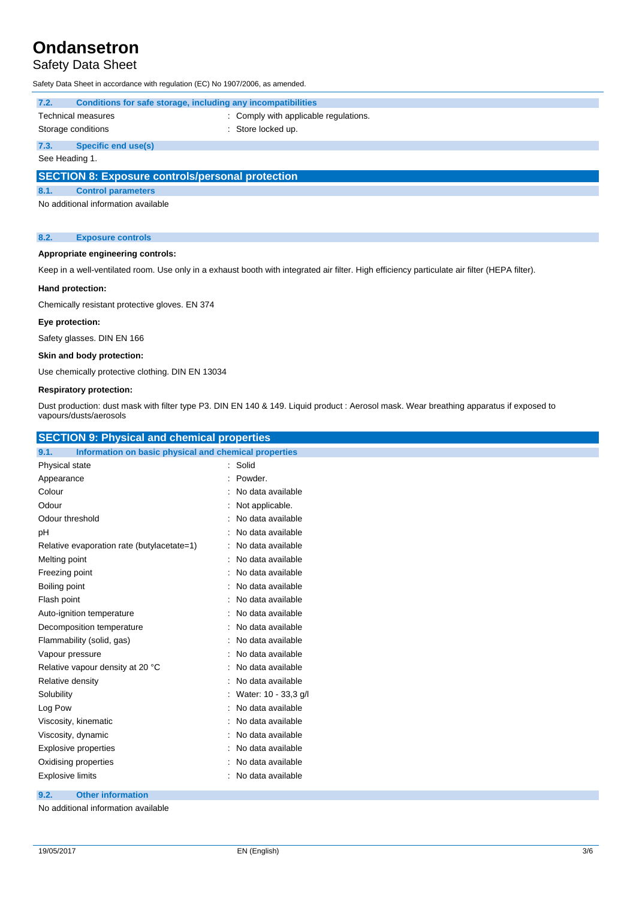#### 7.2. Conditions for safe storage, including any incompatibilities

| | |
|---|---|
| Technical measures | : Comply with applicable regulations. |
| Storage conditions | : Store locked up. |

#### 7.3. Specific end use(s)

See Heading 1.

## SECTION 8: Exposure controls/personal protection

### 8.1. Control parameters

No additional information available

### 8.2. Exposure controls

**Appropriate engineering controls:**

Keep in a well-ventilated room. Use only in a exhaust booth with integrated air filter. High efficiency particulate air filter (HEPA filter).

**Hand protection:**

Chemically resistant protective gloves. EN 374

**Eye protection:**

Safety glasses. DIN EN 166

**Skin and body protection:**

Use chemically protective clothing. DIN EN 13034

**Respiratory protection:**

Dust production: dust mask with filter type P3. DIN EN 140 & 149. Liquid product : Aerosol mask. Wear breathing apparatus if exposed to vapours/dusts/aerosols

## SECTION 9: Physical and chemical properties

### 9.1. Information on basic physical and chemical properties

| | |
|---|---|
| Physical state | : Solid |
| Appearance | : Powder. |
| Colour | : No data available |
| Odour | : Not applicable. |
| Odour threshold | : No data available |
| pH | : No data available |
| Relative evaporation rate (butylacetate=1) | : No data available |
| Melting point | : No data available |
| Freezing point | : No data available |
| Boiling point | : No data available |
| Flash point | : No data available |
| Auto-ignition temperature | : No data available |
| Decomposition temperature | : No data available |
| Flammability (solid, gas) | : No data available |
| Vapour pressure | : No data available |
| Relative vapour density at 20 °C | : No data available |
| Relative density | : No data available |
| Solubility | : Water: 10 - 33,3 g/l |
| Log Pow | : No data available |
| Viscosity, kinematic | : No data available |
| Viscosity, dynamic | : No data available |
| Explosive properties | : No data available |
| Oxidising properties | : No data available |
| Explosive limits | : No data available |

### 9.2. Other information

No additional information available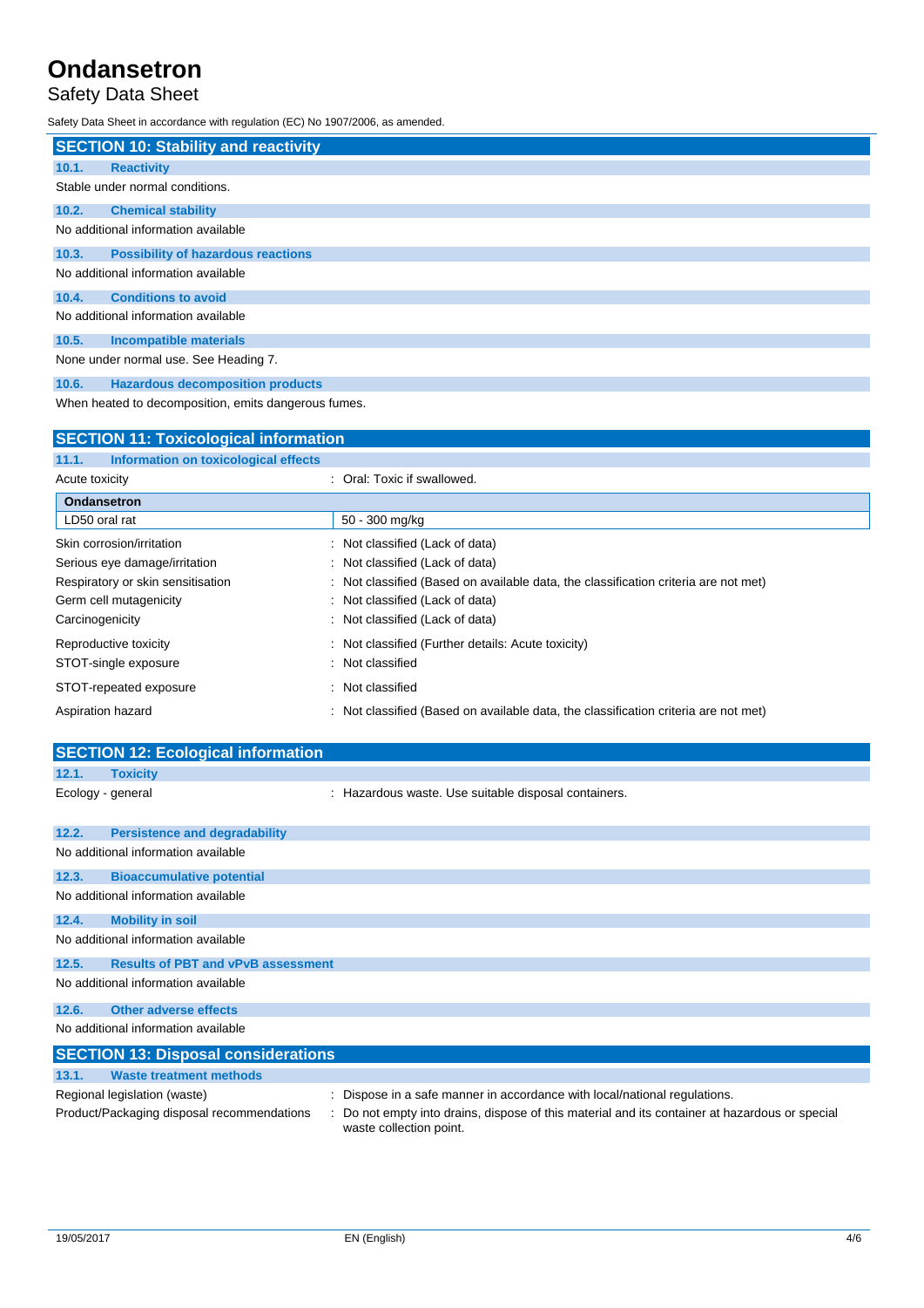## SECTION 10: Stability and reactivity

### 10.1. Reactivity

Stable under normal conditions.

### 10.2. Chemical stability

No additional information available

### 10.3. Possibility of hazardous reactions

No additional information available

### 10.4. Conditions to avoid

No additional information available

### 10.5. Incompatible materials

None under normal use. See Heading 7.

### 10.6. Hazardous decomposition products

When heated to decomposition, emits dangerous fumes.

## SECTION 11: Toxicological information

### 11.1. Information on toxicological effects

Acute toxicity : Oral: Toxic if swallowed.

| Ondansetron | |
|---|---|
| LD50 oral rat | 50 - 300 mg/kg |

| | |
|---|---|
| Skin corrosion/irritation | : Not classified (Lack of data) |
| Serious eye damage/irritation | : Not classified (Lack of data) |
| Respiratory or skin sensitisation | : Not classified (Based on available data, the classification criteria are not met) |
| Germ cell mutagenicity | : Not classified (Lack of data) |
| Carcinogenicity | : Not classified (Lack of data) |
| Reproductive toxicity | : Not classified (Further details: Acute toxicity) |
| STOT-single exposure | : Not classified |
| STOT-repeated exposure | : Not classified |
| Aspiration hazard | : Not classified (Based on available data, the classification criteria are not met) |

## SECTION 12: Ecological information

### 12.1. Toxicity

Ecology - general : Hazardous waste. Use suitable disposal containers.

### 12.2. Persistence and degradability

No additional information available

### 12.3. Bioaccumulative potential

No additional information available

### 12.4. Mobility in soil

No additional information available

### 12.5. Results of PBT and vPvB assessment

No additional information available

### 12.6. Other adverse effects

No additional information available

## SECTION 13: Disposal considerations

### 13.1. Waste treatment methods

| | |
|---|---|
| Regional legislation (waste) | : Dispose in a safe manner in accordance with local/national regulations. |
| Product/Packaging disposal recommendations | : Do not empty into drains, dispose of this material and its container at hazardous or special waste collection point. |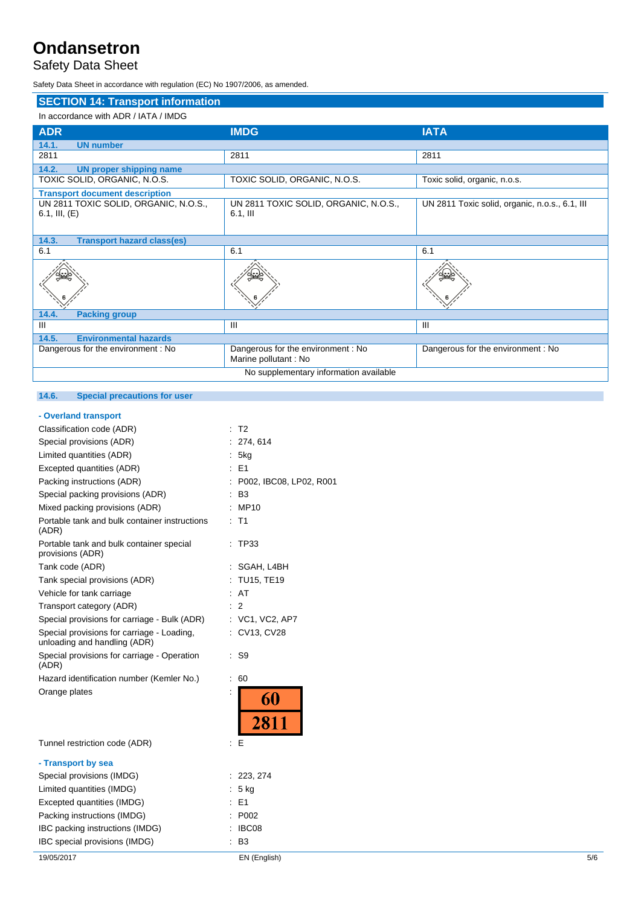## SECTION 14: Transport information

In accordance with ADR / IATA / IMDG

| ADR | IMDG | IATA |
|---|---|---|
| **14.1. UN number** | | |
| 2811 | 2811 | 2811 |
| **14.2. UN proper shipping name** | | |
| TOXIC SOLID, ORGANIC, N.O.S. | TOXIC SOLID, ORGANIC, N.O.S. | Toxic solid, organic, n.o.s. |
| **Transport document description** | | |
| UN 2811 TOXIC SOLID, ORGANIC, N.O.S., 6.1, III, (E) | UN 2811 TOXIC SOLID, ORGANIC, N.O.S., 6.1, III | UN 2811 Toxic solid, organic, n.o.s., 6.1, III |
| **14.3. Transport hazard class(es)** | | |
| 6.1 | 6.1 | 6.1 |
| **14.4. Packing group** | | |
| III | III | III |
| **14.5. Environmental hazards** | | |
| Dangerous for the environment : No | Dangerous for the environment : No<br>Marine pollutant : No | Dangerous for the environment : No |
| No supplementary information available | | |

### 14.6. Special precautions for user

**- Overland transport**

Classification code (ADR) : T2
Special provisions (ADR) : 274, 614
Limited quantities (ADR) : 5kg
Excepted quantities (ADR) : E1
Packing instructions (ADR) : P002, IBC08, LP02, R001
Special packing provisions (ADR) : B3
Mixed packing provisions (ADR) : MP10
Portable tank and bulk container instructions (ADR) : T1
Portable tank and bulk container special provisions (ADR) : TP33
Tank code (ADR) : SGAH, L4BH
Tank special provisions (ADR) : TU15, TE19
Vehicle for tank carriage : AT
Transport category (ADR) : 2
Special provisions for carriage - Bulk (ADR) : VC1, VC2, AP7
Special provisions for carriage - Loading, unloading and handling (ADR) : CV13, CV28
Special provisions for carriage - Operation (ADR) : S9
Hazard identification number (Kemler No.) : 60
Orange plates : 60 / 2811
Tunnel restriction code (ADR) : E

**- Transport by sea**

Special provisions (IMDG) : 223, 274
Limited quantities (IMDG) : 5 kg
Excepted quantities (IMDG) : E1
Packing instructions (IMDG) : P002
IBC packing instructions (IMDG) : IBC08
IBC special provisions (IMDG) : B3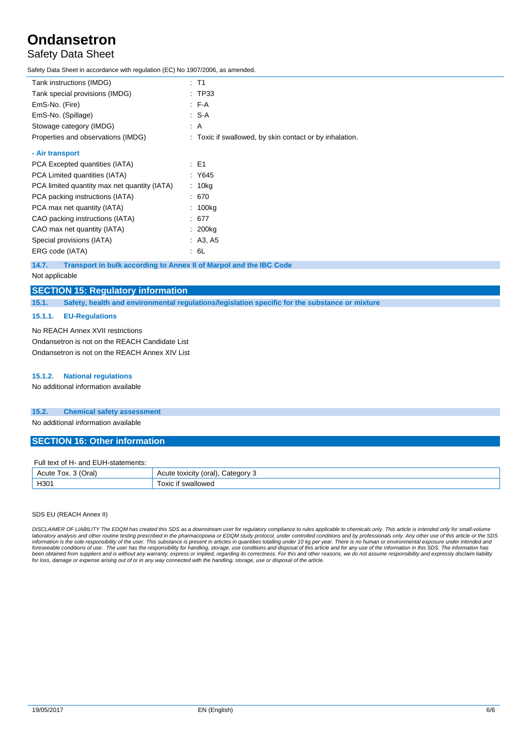| | |
|---|---|
| Tank instructions (IMDG) | : T1 |
| Tank special provisions (IMDG) | : TP33 |
| EmS-No. (Fire) | : F-A |
| EmS-No. (Spillage) | : S-A |
| Stowage category (IMDG) | : A |
| Properties and observations (IMDG) | : Toxic if swallowed, by skin contact or by inhalation. |

**- Air transport**

| | |
|---|---|
| PCA Excepted quantities (IATA) | : E1 |
| PCA Limited quantities (IATA) | : Y645 |
| PCA limited quantity max net quantity (IATA) | : 10kg |
| PCA packing instructions (IATA) | : 670 |
| PCA max net quantity (IATA) | : 100kg |
| CAO packing instructions (IATA) | : 677 |
| CAO max net quantity (IATA) | : 200kg |
| Special provisions (IATA) | : A3, A5 |
| ERG code (IATA) | : 6L |

### 14.7. Transport in bulk according to Annex II of Marpol and the IBC Code

Not applicable

## SECTION 15: Regulatory information

### 15.1. Safety, health and environmental regulations/legislation specific for the substance or mixture

#### 15.1.1. EU-Regulations

No REACH Annex XVII restrictions

Ondansetron is not on the REACH Candidate List

Ondansetron is not on the REACH Annex XIV List

#### 15.1.2. National regulations

No additional information available

### 15.2. Chemical safety assessment

No additional information available

## SECTION 16: Other information

Full text of H- and EUH-statements:

| | |
|---|---|
| Acute Tox. 3 (Oral) | Acute toxicity (oral), Category 3 |
| H301 | Toxic if swallowed |

SDS EU (REACH Annex II)

*DISCLAIMER OF LIABILITY The EDQM has created this SDS as a downstream user for regulatory compliance to rules applicable to chemicals only. This article is intended only for small-volume laboratory analysis and other routine testing prescribed in the pharmacopoeia or EDQM study protocol, under controlled conditions and by professionals only. Any other use of this article or the SDS information is the sole responsibility of the user. This substance is present in articles in quantities totalling under 10 kg per year. There is no human or environmental exposure under intended and foreseeable conditions of use. The user has the responsibility for handling, storage, use conditions and disposal of this article and for any use of the information in this SDS. The information has been obtained from suppliers and is without any warranty, express or implied, regarding its correctness. For this and other reasons, we do not assume responsibility and expressly disclaim liability for loss, damage or expense arising out of or in any way connected with the handling, storage, use or disposal of the article.*